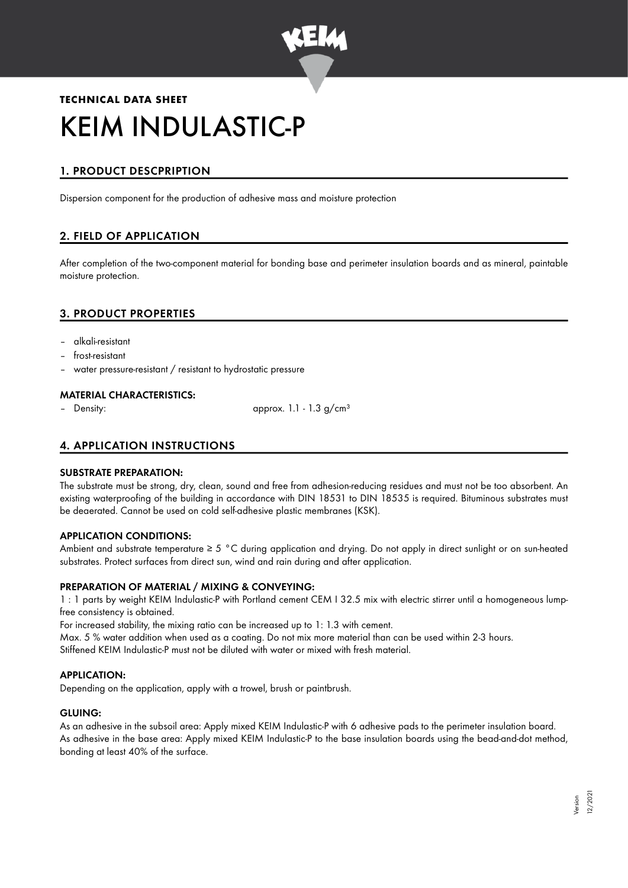**TECHNICAL DATA SHEET**

# KEIM INDULASTIC-P

## 1. PRODUCT DESCPRIPTION

Dispersion component for the production of adhesive mass and moisture protection

## 2. FIELD OF APPLICATION

After completion of the two-component material for bonding base and perimeter insulation boards and as mineral, paintable moisture protection.

## 3. PRODUCT PROPERTIES

- alkali-resistant
- frost-resistant
- water pressure-resistant / resistant to hydrostatic pressure

### MATERIAL CHARACTERISTICS:

- Density: approx. 1.1 - 1.3 g/cm³

## 4. APPLICATION INSTRUCTIONS

### SUBSTRATE PREPARATION:

The substrate must be strong, dry, clean, sound and free from adhesion-reducing residues and must not be too absorbent. An existing waterproofing of the building in accordance with DIN 18531 to DIN 18535 is required. Bituminous substrates must be deaerated. Cannot be used on cold self-adhesive plastic membranes (KSK).

### APPLICATION CONDITIONS:

Ambient and substrate temperature ≥ 5 °C during application and drying. Do not apply in direct sunlight or on sun-heated substrates. Protect surfaces from direct sun, wind and rain during and after application.

### PREPARATION OF MATERIAL / MIXING & CONVEYING:

1 : 1 parts by weight KEIM Indulastic-P with Portland cement CEM I 32.5 mix with electric stirrer until a homogeneous lump-free consistency is obtained.

For increased stability, the mixing ratio can be increased up to 1: 1.3 with cement.

Max. 5 % water addition when used as a coating. Do not mix more material than can be used within 2-3 hours.

Stiffened KEIM Indulastic-P must not be diluted with water or mixed with fresh material.

### APPLICATION:

Depending on the application, apply with a trowel, brush or paintbrush.

### GLUING:

As an adhesive in the subsoil area: Apply mixed KEIM Indulastic-P with 6 adhesive pads to the perimeter insulation board.

As adhesive in the base area: Apply mixed KEIM Indulastic-P to the base insulation boards using the bead-and-dot method, bonding at least 40% of the surface.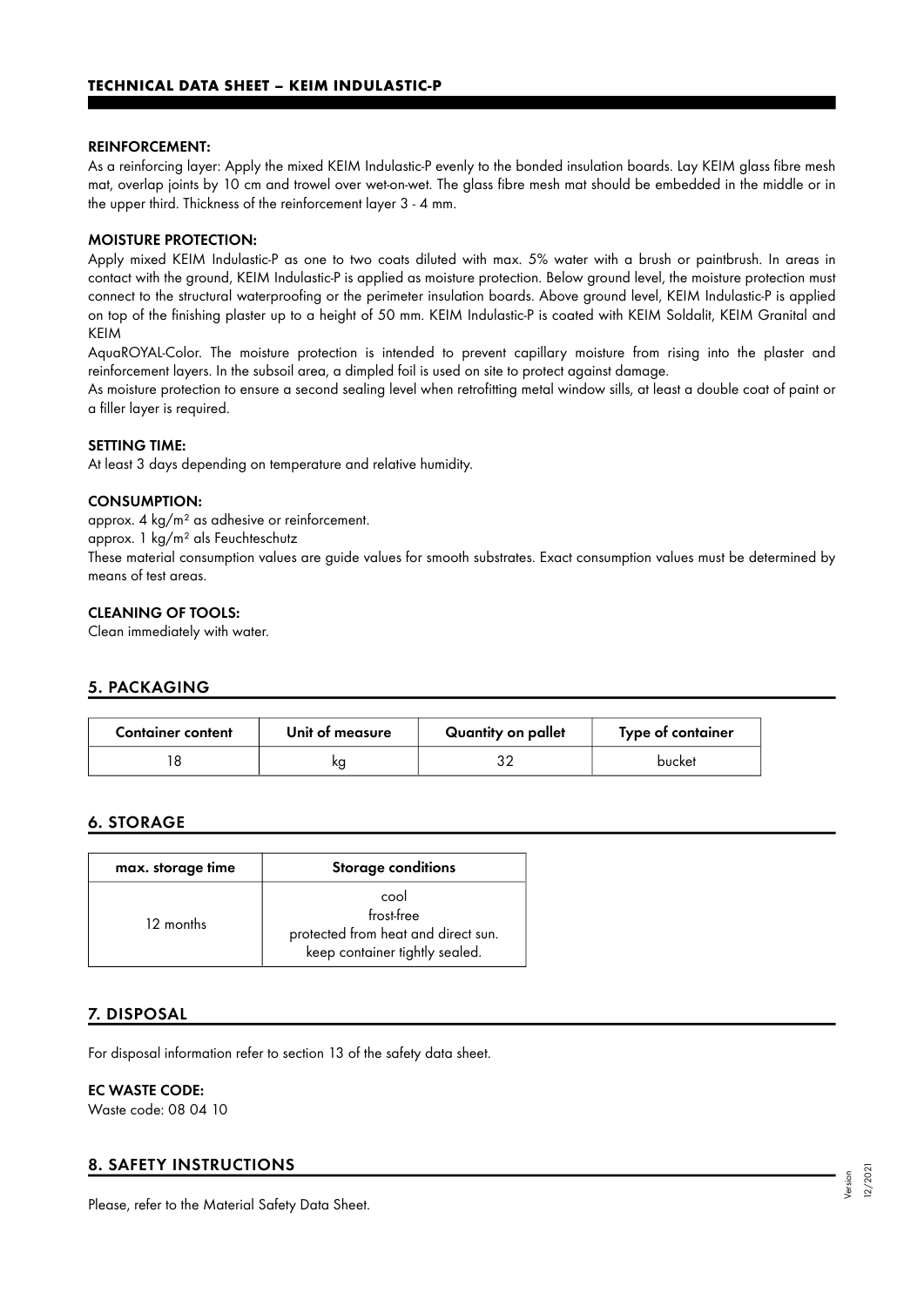**REINFORCEMENT:**

As a reinforcing layer: Apply the mixed KEIM Indulastic-P evenly to the bonded insulation boards. Lay KEIM glass fibre mesh mat, overlap joints by 10 cm and trowel over wet-on-wet. The glass fibre mesh mat should be embedded in the middle or in the upper third. Thickness of the reinforcement layer 3 - 4 mm.

**MOISTURE PROTECTION:**

Apply mixed KEIM Indulastic-P as one to two coats diluted with max. 5% water with a brush or paintbrush. In areas in contact with the ground, KEIM Indulastic-P is applied as moisture protection. Below ground level, the moisture protection must connect to the structural waterproofing or the perimeter insulation boards. Above ground level, KEIM Indulastic-P is applied on top of the finishing plaster up to a height of 50 mm. KEIM Indulastic-P is coated with KEIM Soldalit, KEIM Granital and KEIM

AquaROYAL-Color. The moisture protection is intended to prevent capillary moisture from rising into the plaster and reinforcement layers. In the subsoil area, a dimpled foil is used on site to protect against damage.

As moisture protection to ensure a second sealing level when retrofitting metal window sills, at least a double coat of paint or a filler layer is required.

**SETTING TIME:**

At least 3 days depending on temperature and relative humidity.

**CONSUMPTION:**

approx. 4 kg/m² as adhesive or reinforcement.

approx. 1 kg/m² als Feuchteschutz

These material consumption values are guide values for smooth substrates. Exact consumption values must be determined by means of test areas.

**CLEANING OF TOOLS:**

Clean immediately with water.

## 5. PACKAGING

| Container content | Unit of measure | Quantity on pallet | Type of container |
|---|---|---|---|
| 18 | kg | 32 | bucket |

## 6. STORAGE

| max. storage time | Storage conditions |
|---|---|
| 12 months | cool<br>frost-free<br>protected from heat and direct sun.<br>keep container tightly sealed. |

## 7. DISPOSAL

For disposal information refer to section 13 of the safety data sheet.

**EC WASTE CODE:**

Waste code: 08 04 10

## 8. SAFETY INSTRUCTIONS

Please, refer to the Material Safety Data Sheet.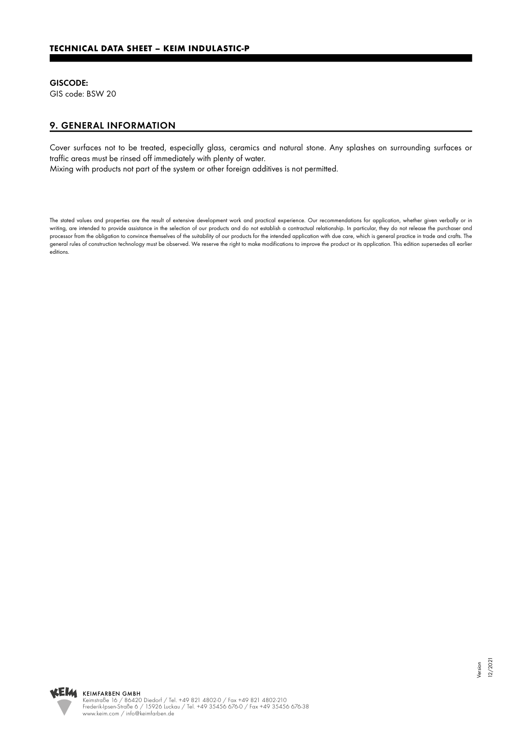**GISCODE:**

GIS code: BSW 20

## 9. GENERAL INFORMATION

Cover surfaces not to be treated, especially glass, ceramics and natural stone. Any splashes on surrounding surfaces or traffic areas must be rinsed off immediately with plenty of water.
Mixing with products not part of the system or other foreign additives is not permitted.

The stated values and properties are the result of extensive development work and practical experience. Our recommendations for application, whether given verbally or in writing, are intended to provide assistance in the selection of our products and do not establish a contractual relationship. In particular, they do not release the purchaser and processor from the obligation to convince themselves of the suitability of our products for the intended application with due care, which is general practice in trade and crafts. The general rules of construction technology must be observed. We reserve the right to make modifications to improve the product or its application. This edition supersedes all earlier editions.